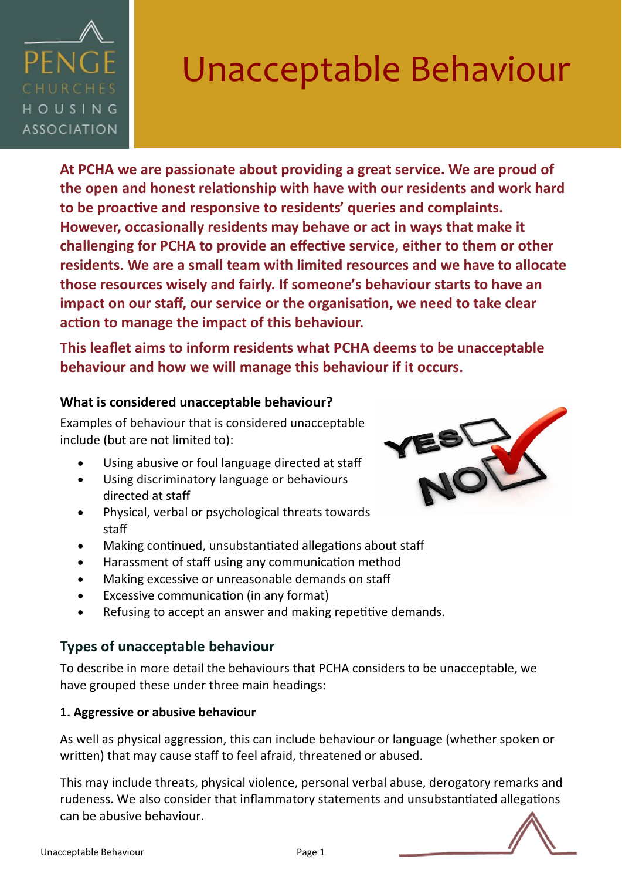# Unacceptable Behaviour

**At PCHA we are passionate about providing a great service. We are proud of the open and honest relationship with have with our residents and work hard to be proactive and responsive to residents' queries and complaints. However, occasionally residents may behave or act in ways that make it challenging for PCHA to provide an effective service, either to them or other residents. We are a small team with limited resources and we have to allocate those resources wisely and fairly. If someone's behaviour starts to have an impact on our staff, our service or the organisation, we need to take clear action to manage the impact of this behaviour.**

**This leaflet aims to inform residents what PCHA deems to be unacceptable behaviour and how we will manage this behaviour if it occurs.**

### What is considered unacceptable behaviour?

Examples of behaviour that is considered unacceptable include (but are not limited to):

- Using abusive or foul language directed at staff
- Using discriminatory language or behaviours directed at staff
- Physical, verbal or psychological threats towards staff
- Making continued, unsubstantiated allegations about staff
- Harassment of staff using any communication method
- Making excessive or unreasonable demands on staff
- Excessive communication (in any format)
- Refusing to accept an answer and making repetitive demands.

## Types of unacceptable behaviour

To describe in more detail the behaviours that PCHA considers to be unacceptable, we have grouped these under three main headings:

### 1. Aggressive or abusive behaviour

As well as physical aggression, this can include behaviour or language (whether spoken or written) that may cause staff to feel afraid, threatened or abused.

This may include threats, physical violence, personal verbal abuse, derogatory remarks and rudeness. We also consider that inflammatory statements and unsubstantiated allegations can be abusive behaviour.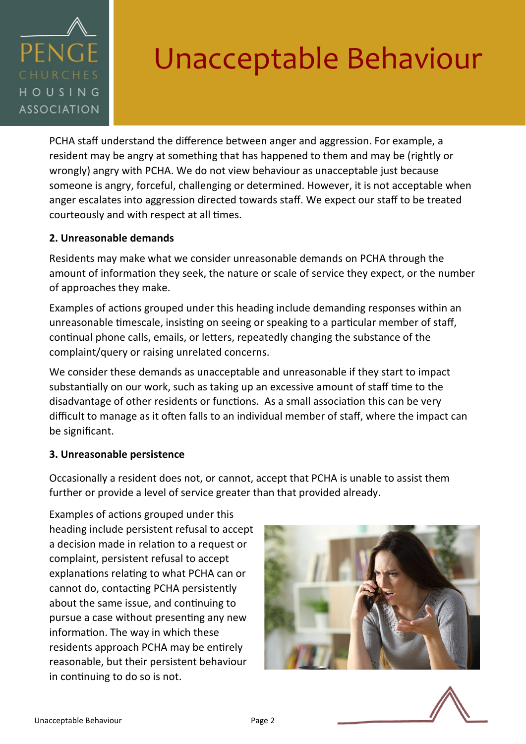PCHA staff understand the difference between anger and aggression. For example, a resident may be angry at something that has happened to them and may be (rightly or wrongly) angry with PCHA. We do not view behaviour as unacceptable just because someone is angry, forceful, challenging or determined. However, it is not acceptable when anger escalates into aggression directed towards staff. We expect our staff to be treated courteously and with respect at all times.

**2. Unreasonable demands**

Residents may make what we consider unreasonable demands on PCHA through the amount of information they seek, the nature or scale of service they expect, or the number of approaches they make.

Examples of actions grouped under this heading include demanding responses within an unreasonable timescale, insisting on seeing or speaking to a particular member of staff, continual phone calls, emails, or letters, repeatedly changing the substance of the complaint/query or raising unrelated concerns.

We consider these demands as unacceptable and unreasonable if they start to impact substantially on our work, such as taking up an excessive amount of staff time to the disadvantage of other residents or functions. As a small association this can be very difficult to manage as it often falls to an individual member of staff, where the impact can be significant.

**3. Unreasonable persistence**

Occasionally a resident does not, or cannot, accept that PCHA is unable to assist them further or provide a level of service greater than that provided already.

Examples of actions grouped under this heading include persistent refusal to accept a decision made in relation to a request or complaint, persistent refusal to accept explanations relating to what PCHA can or cannot do, contacting PCHA persistently about the same issue, and continuing to pursue a case without presenting any new information. The way in which these residents approach PCHA may be entirely reasonable, but their persistent behaviour in continuing to do so is not.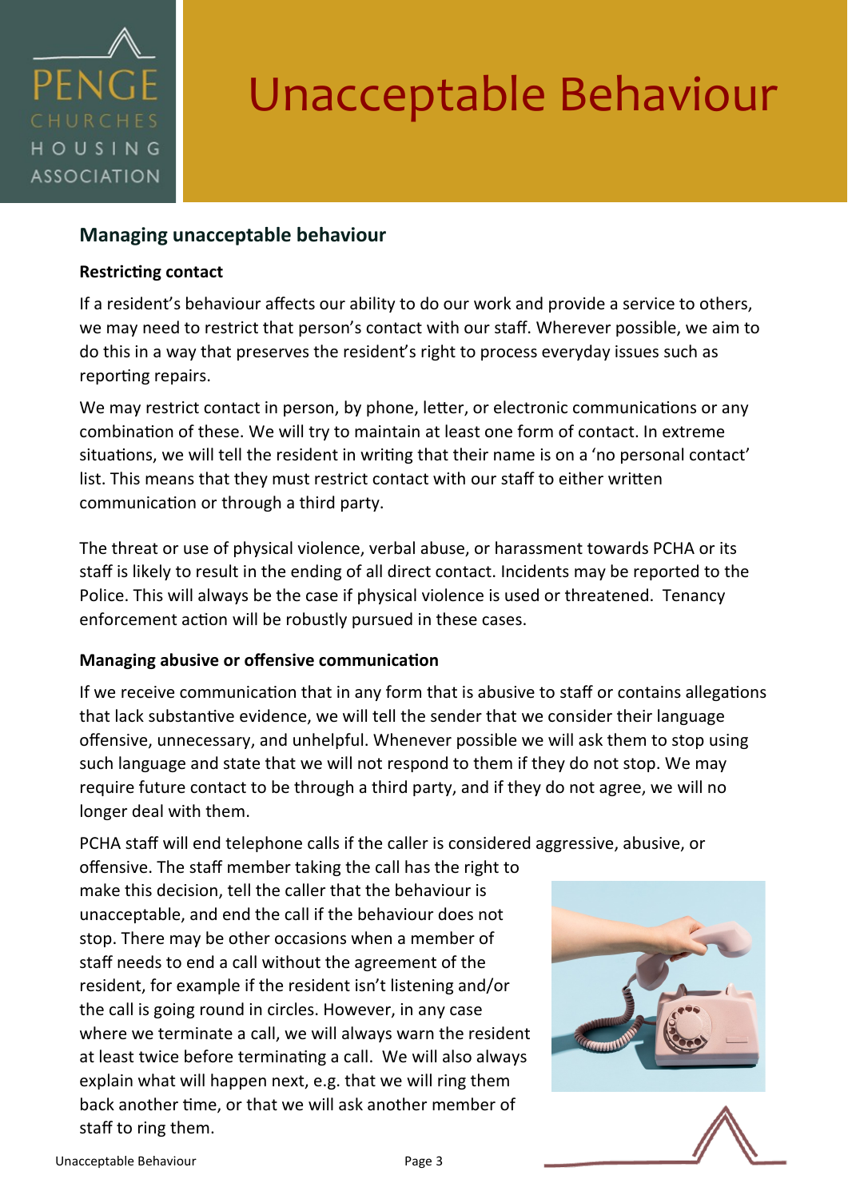# Unacceptable Behaviour

## Managing unacceptable behaviour

### Restricting contact

If a resident's behaviour affects our ability to do our work and provide a service to others, we may need to restrict that person's contact with our staff. Wherever possible, we aim to do this in a way that preserves the resident's right to process everyday issues such as reporting repairs.

We may restrict contact in person, by phone, letter, or electronic communications or any combination of these. We will try to maintain at least one form of contact. In extreme situations, we will tell the resident in writing that their name is on a 'no personal contact' list. This means that they must restrict contact with our staff to either written communication or through a third party.

The threat or use of physical violence, verbal abuse, or harassment towards PCHA or its staff is likely to result in the ending of all direct contact. Incidents may be reported to the Police. This will always be the case if physical violence is used or threatened. Tenancy enforcement action will be robustly pursued in these cases.

### Managing abusive or offensive communication

If we receive communication that in any form that is abusive to staff or contains allegations that lack substantive evidence, we will tell the sender that we consider their language offensive, unnecessary, and unhelpful. Whenever possible we will ask them to stop using such language and state that we will not respond to them if they do not stop. We may require future contact to be through a third party, and if they do not agree, we will no longer deal with them.

PCHA staff will end telephone calls if the caller is considered aggressive, abusive, or offensive. The staff member taking the call has the right to make this decision, tell the caller that the behaviour is unacceptable, and end the call if the behaviour does not stop. There may be other occasions when a member of staff needs to end a call without the agreement of the resident, for example if the resident isn't listening and/or the call is going round in circles. However, in any case where we terminate a call, we will always warn the resident at least twice before terminating a call. We will also always explain what will happen next, e.g. that we will ring them back another time, or that we will ask another member of staff to ring them.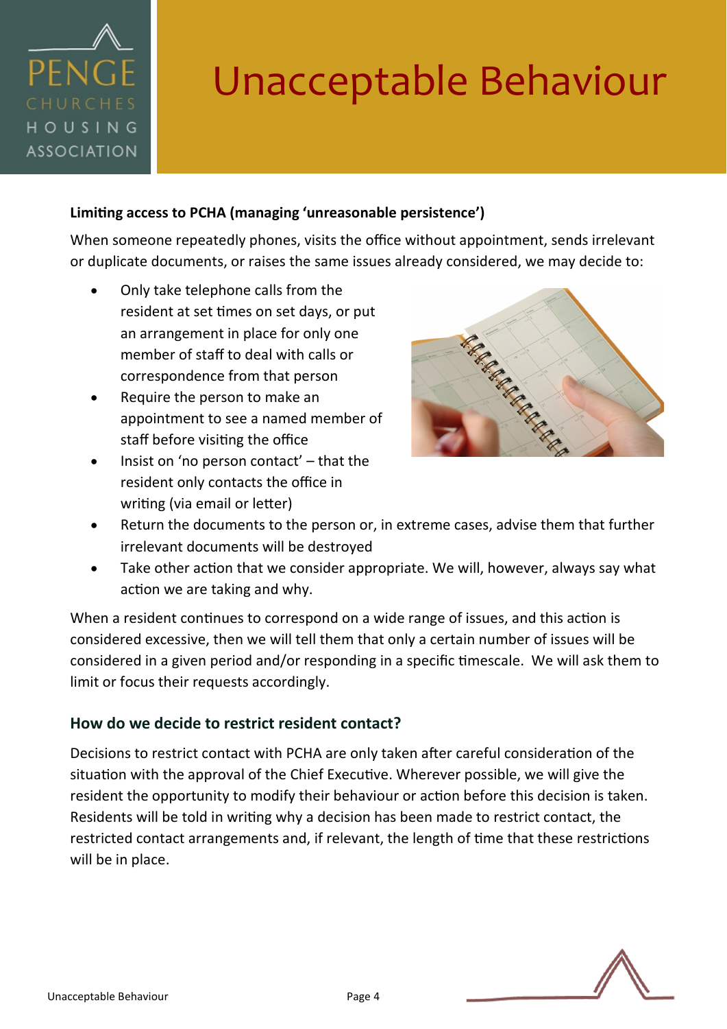# Unacceptable Behaviour

**Limiting access to PCHA (managing 'unreasonable persistence')**

When someone repeatedly phones, visits the office without appointment, sends irrelevant or duplicate documents, or raises the same issues already considered, we may decide to:

- Only take telephone calls from the resident at set times on set days, or put an arrangement in place for only one member of staff to deal with calls or correspondence from that person
- Require the person to make an appointment to see a named member of staff before visiting the office
- Insist on 'no person contact' – that the resident only contacts the office in writing (via email or letter)
- Return the documents to the person or, in extreme cases, advise them that further irrelevant documents will be destroyed
- Take other action that we consider appropriate. We will, however, always say what action we are taking and why.

When a resident continues to correspond on a wide range of issues, and this action is considered excessive, then we will tell them that only a certain number of issues will be considered in a given period and/or responding in a specific timescale. We will ask them to limit or focus their requests accordingly.

## How do we decide to restrict resident contact?

Decisions to restrict contact with PCHA are only taken after careful consideration of the situation with the approval of the Chief Executive. Wherever possible, we will give the resident the opportunity to modify their behaviour or action before this decision is taken. Residents will be told in writing why a decision has been made to restrict contact, the restricted contact arrangements and, if relevant, the length of time that these restrictions will be in place.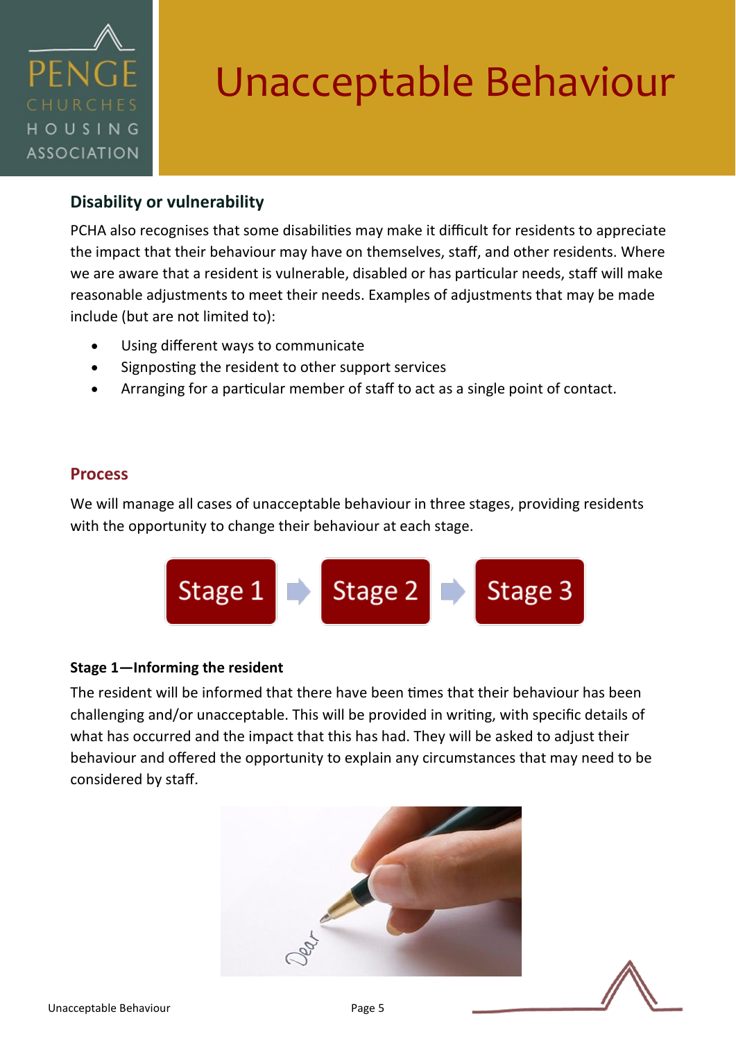# Unacceptable Behaviour

## Disability or vulnerability

PCHA also recognises that some disabilities may make it difficult for residents to appreciate the impact that their behaviour may have on themselves, staff, and other residents. Where we are aware that a resident is vulnerable, disabled or has particular needs, staff will make reasonable adjustments to meet their needs. Examples of adjustments that may be made include (but are not limited to):

- Using different ways to communicate
- Signposting the resident to other support services
- Arranging for a particular member of staff to act as a single point of contact.

## Process

We will manage all cases of unacceptable behaviour in three stages, providing residents with the opportunity to change their behaviour at each stage.

Stage 1 → Stage 2 → Stage 3

### Stage 1—Informing the resident

The resident will be informed that there have been times that their behaviour has been challenging and/or unacceptable. This will be provided in writing, with specific details of what has occurred and the impact that this has had. They will be asked to adjust their behaviour and offered the opportunity to explain any circumstances that may need to be considered by staff.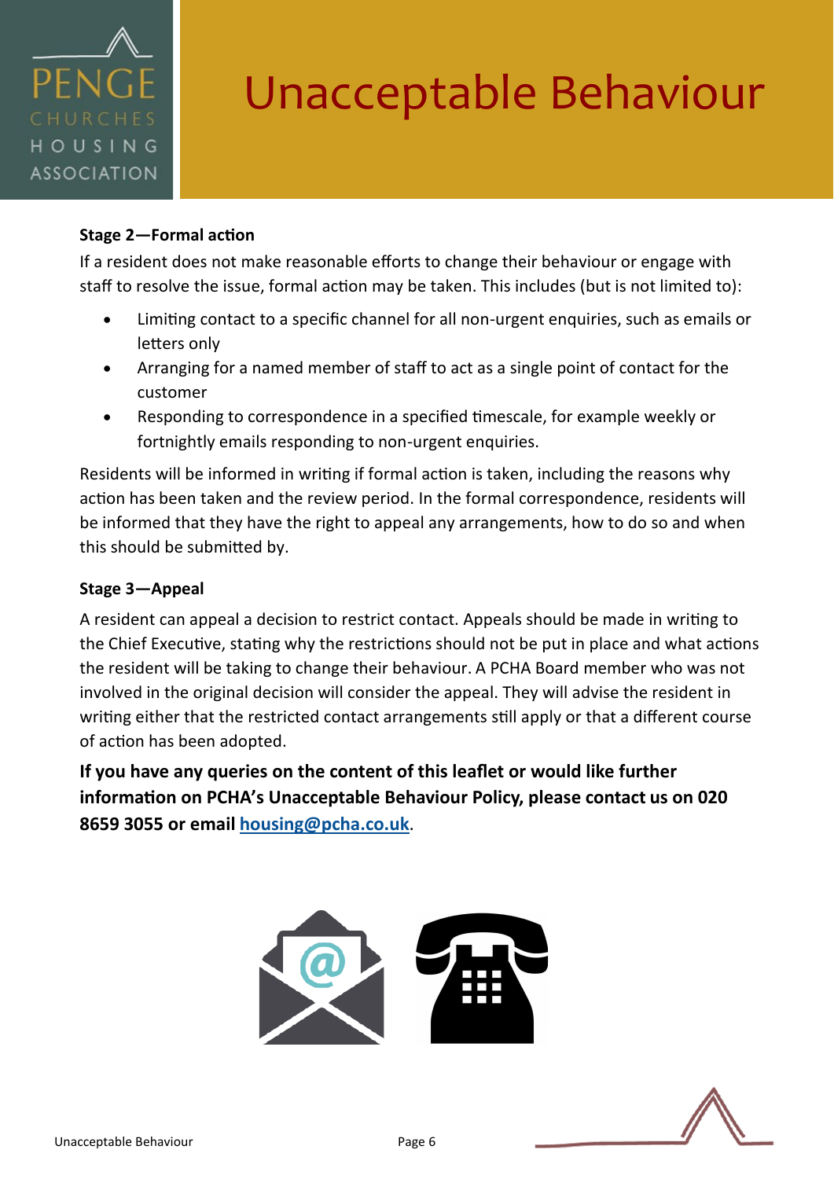# Unacceptable Behaviour

**Stage 2—Formal action**

If a resident does not make reasonable efforts to change their behaviour or engage with staff to resolve the issue, formal action may be taken. This includes (but is not limited to):

- Limiting contact to a specific channel for all non-urgent enquiries, such as emails or letters only
- Arranging for a named member of staff to act as a single point of contact for the customer
- Responding to correspondence in a specified timescale, for example weekly or fortnightly emails responding to non-urgent enquiries.

Residents will be informed in writing if formal action is taken, including the reasons why action has been taken and the review period. In the formal correspondence, residents will be informed that they have the right to appeal any arrangements, how to do so and when this should be submitted by.

**Stage 3—Appeal**

A resident can appeal a decision to restrict contact. Appeals should be made in writing to the Chief Executive, stating why the restrictions should not be put in place and what actions the resident will be taking to change their behaviour. A PCHA Board member who was not involved in the original decision will consider the appeal. They will advise the resident in writing either that the restricted contact arrangements still apply or that a different course of action has been adopted.

**If you have any queries on the content of this leaflet or would like further information on PCHA's Unacceptable Behaviour Policy, please contact us on 020 8659 3055 or email housing@pcha.co.uk.**